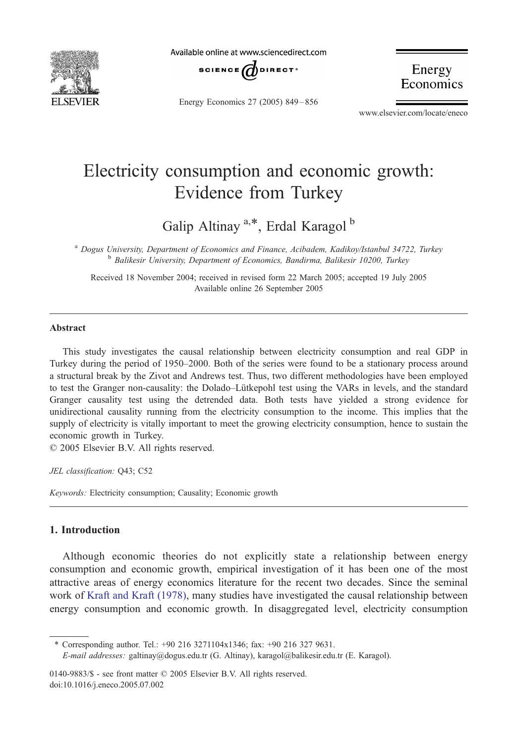# Electricity consumption and economic growth: Evidence from Turkey

Galip Altinay [a,*], Erdal Karagol [b]

[a] Dogus University, Department of Economics and Finance, Acibadem, Kadikoy/Istanbul 34722, Turkey
[b] Balikesir University, Department of Economics, Bandirma, Balikesir 10200, Turkey

Received 18 November 2004; received in revised form 22 March 2005; accepted 19 July 2005
Available online 26 September 2005

## Abstract

This study investigates the causal relationship between electricity consumption and real GDP in Turkey during the period of 1950–2000. Both of the series were found to be a stationary process around a structural break by the Zivot and Andrews test. Thus, two different methodologies have been employed to test the Granger non-causality: the Dolado–Lütkepohl test using the VARs in levels, and the standard Granger causality test using the detrended data. Both tests have yielded a strong evidence for unidirectional causality running from the electricity consumption to the income. This implies that the supply of electricity is vitally important to meet the growing electricity consumption, hence to sustain the economic growth in Turkey.

© 2005 Elsevier B.V. All rights reserved.

*JEL classification:* Q43; C52

*Keywords:* Electricity consumption; Causality; Economic growth

## 1. Introduction

Although economic theories do not explicitly state a relationship between energy consumption and economic growth, empirical investigation of it has been one of the most attractive areas of energy economics literature for the recent two decades. Since the seminal work of Kraft and Kraft (1978), many studies have investigated the causal relationship between energy consumption and economic growth. In disaggregated level, electricity consumption

---

* Corresponding author. Tel.: +90 216 3271104x1346; fax: +90 216 327 9631.
*E-mail addresses:* galtinay@dogus.edu.tr (G. Altinay), karagol@balikesir.edu.tr (E. Karagol).

0140-9883/$ - see front matter © 2005 Elsevier B.V. All rights reserved.
doi:10.1016/j.eneco.2005.07.002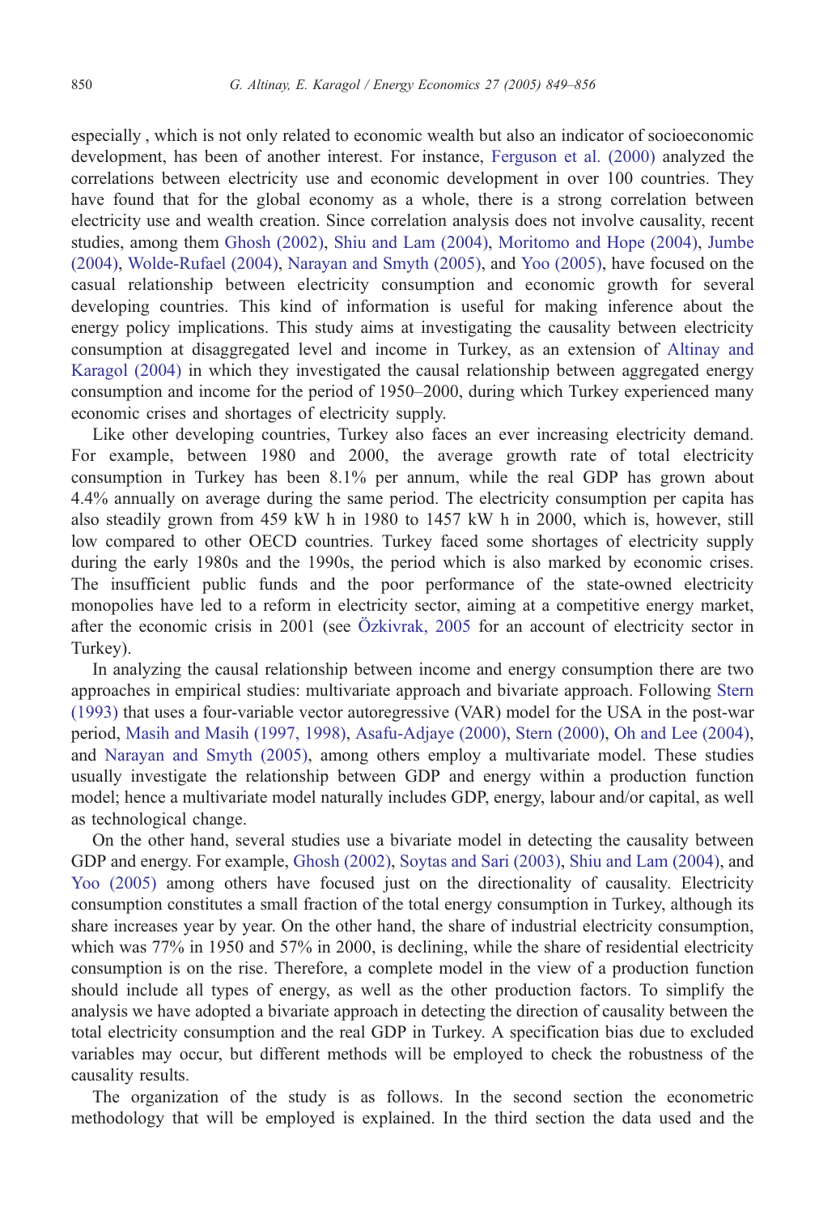especially , which is not only related to economic wealth but also an indicator of socioeconomic development, has been of another interest. For instance, Ferguson et al. (2000) analyzed the correlations between electricity use and economic development in over 100 countries. They have found that for the global economy as a whole, there is a strong correlation between electricity use and wealth creation. Since correlation analysis does not involve causality, recent studies, among them Ghosh (2002), Shiu and Lam (2004), Moritomo and Hope (2004), Jumbe (2004), Wolde-Rufael (2004), Narayan and Smyth (2005), and Yoo (2005), have focused on the casual relationship between electricity consumption and economic growth for several developing countries. This kind of information is useful for making inference about the energy policy implications. This study aims at investigating the causality between electricity consumption at disaggregated level and income in Turkey, as an extension of Altinay and Karagol (2004) in which they investigated the causal relationship between aggregated energy consumption and income for the period of 1950–2000, during which Turkey experienced many economic crises and shortages of electricity supply.

Like other developing countries, Turkey also faces an ever increasing electricity demand. For example, between 1980 and 2000, the average growth rate of total electricity consumption in Turkey has been 8.1% per annum, while the real GDP has grown about 4.4% annually on average during the same period. The electricity consumption per capita has also steadily grown from 459 kW h in 1980 to 1457 kW h in 2000, which is, however, still low compared to other OECD countries. Turkey faced some shortages of electricity supply during the early 1980s and the 1990s, the period which is also marked by economic crises. The insufficient public funds and the poor performance of the state-owned electricity monopolies have led to a reform in electricity sector, aiming at a competitive energy market, after the economic crisis in 2001 (see Özkivrak, 2005 for an account of electricity sector in Turkey).

In analyzing the causal relationship between income and energy consumption there are two approaches in empirical studies: multivariate approach and bivariate approach. Following Stern (1993) that uses a four-variable vector autoregressive (VAR) model for the USA in the post-war period, Masih and Masih (1997, 1998), Asafu-Adjaye (2000), Stern (2000), Oh and Lee (2004), and Narayan and Smyth (2005), among others employ a multivariate model. These studies usually investigate the relationship between GDP and energy within a production function model; hence a multivariate model naturally includes GDP, energy, labour and/or capital, as well as technological change.

On the other hand, several studies use a bivariate model in detecting the causality between GDP and energy. For example, Ghosh (2002), Soytas and Sari (2003), Shiu and Lam (2004), and Yoo (2005) among others have focused just on the directionality of causality. Electricity consumption constitutes a small fraction of the total energy consumption in Turkey, although its share increases year by year. On the other hand, the share of industrial electricity consumption, which was 77% in 1950 and 57% in 2000, is declining, while the share of residential electricity consumption is on the rise. Therefore, a complete model in the view of a production function should include all types of energy, as well as the other production factors. To simplify the analysis we have adopted a bivariate approach in detecting the direction of causality between the total electricity consumption and the real GDP in Turkey. A specification bias due to excluded variables may occur, but different methods will be employed to check the robustness of the causality results.

The organization of the study is as follows. In the second section the econometric methodology that will be employed is explained. In the third section the data used and the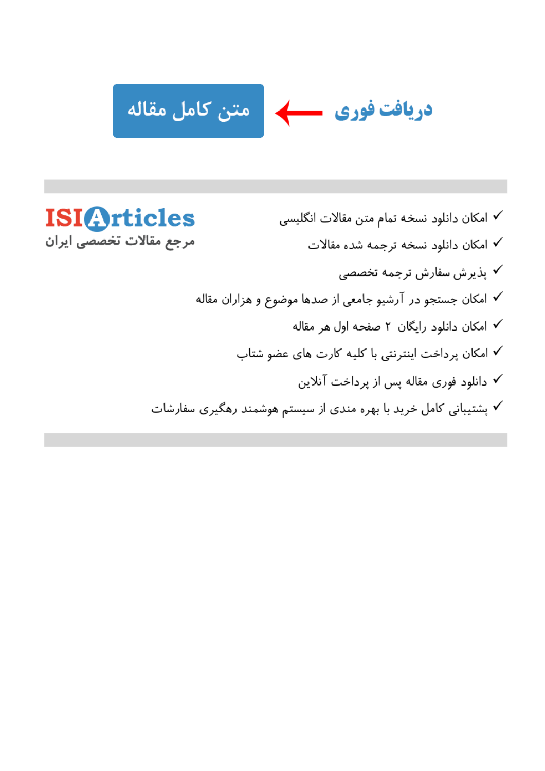دریافت فوری ← متن کامل مقاله

**ISIArticles**
مرجع مقالات تخصصی ایران

- ✓ امکان دانلود نسخه تمام متن مقالات انگلیسی
- ✓ امکان دانلود نسخه ترجمه شده مقالات
- ✓ پذیرش سفارش ترجمه تخصصی
- ✓ امکان جستجو در آرشیو جامعی از صدها موضوع و هزاران مقاله
- ✓ امکان دانلود رایگان ۲ صفحه اول هر مقاله
- ✓ امکان پرداخت اینترنتی با کلیه کارت های عضو شتاب
- ✓ دانلود فوری مقاله پس از پرداخت آنلاین
- ✓ پشتیبانی کامل خرید با بهره مندی از سیستم هوشمند رهگیری سفارشات